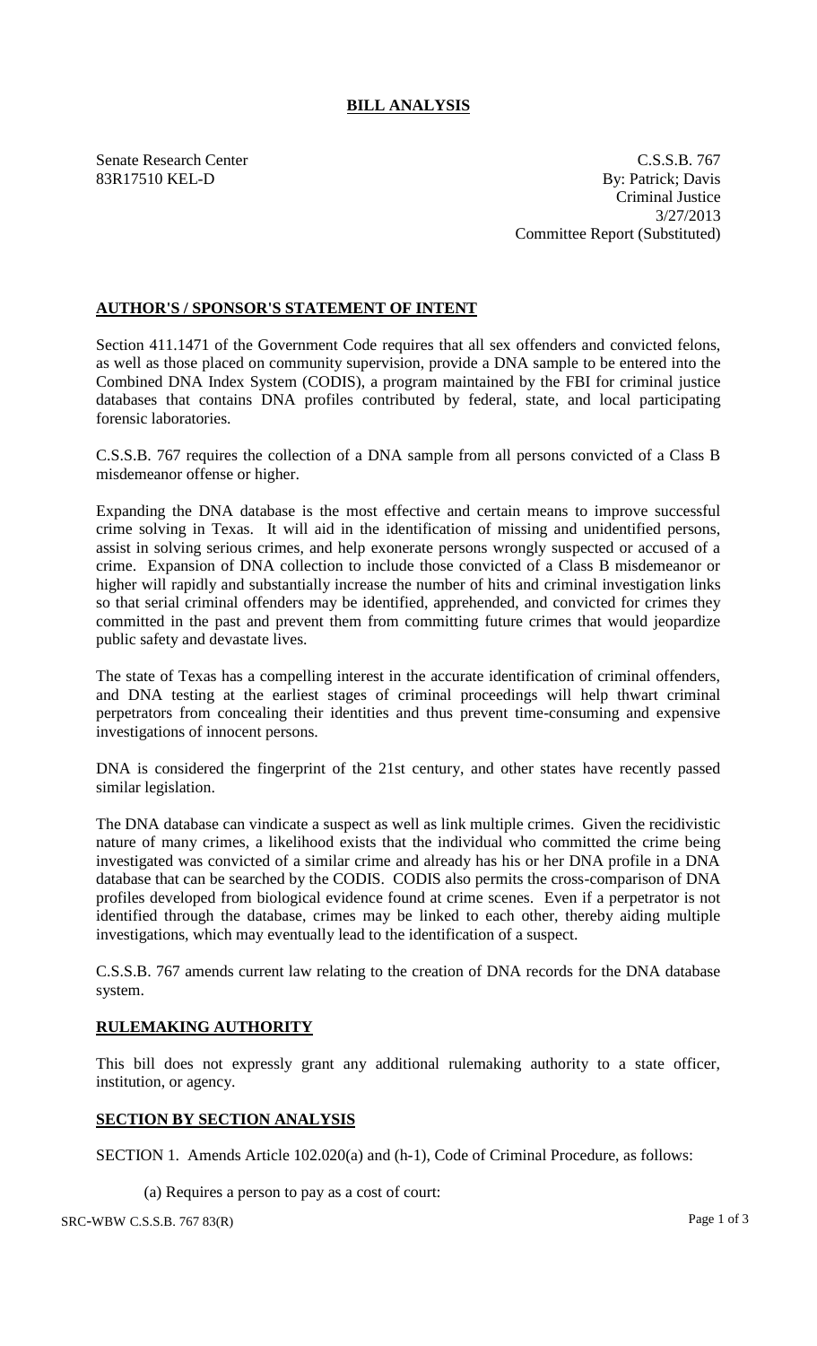# BILL ANALYSIS

Senate Research Center
83R17510 KEL-D

C.S.S.B. 767
By: Patrick; Davis
Criminal Justice
3/27/2013
Committee Report (Substituted)

## AUTHOR'S / SPONSOR'S STATEMENT OF INTENT

Section 411.1471 of the Government Code requires that all sex offenders and convicted felons, as well as those placed on community supervision, provide a DNA sample to be entered into the Combined DNA Index System (CODIS), a program maintained by the FBI for criminal justice databases that contains DNA profiles contributed by federal, state, and local participating forensic laboratories.

C.S.S.B. 767 requires the collection of a DNA sample from all persons convicted of a Class B misdemeanor offense or higher.

Expanding the DNA database is the most effective and certain means to improve successful crime solving in Texas. It will aid in the identification of missing and unidentified persons, assist in solving serious crimes, and help exonerate persons wrongly suspected or accused of a crime. Expansion of DNA collection to include those convicted of a Class B misdemeanor or higher will rapidly and substantially increase the number of hits and criminal investigation links so that serial criminal offenders may be identified, apprehended, and convicted for crimes they committed in the past and prevent them from committing future crimes that would jeopardize public safety and devastate lives.

The state of Texas has a compelling interest in the accurate identification of criminal offenders, and DNA testing at the earliest stages of criminal proceedings will help thwart criminal perpetrators from concealing their identities and thus prevent time-consuming and expensive investigations of innocent persons.

DNA is considered the fingerprint of the 21st century, and other states have recently passed similar legislation.

The DNA database can vindicate a suspect as well as link multiple crimes. Given the recidivistic nature of many crimes, a likelihood exists that the individual who committed the crime being investigated was convicted of a similar crime and already has his or her DNA profile in a DNA database that can be searched by the CODIS. CODIS also permits the cross-comparison of DNA profiles developed from biological evidence found at crime scenes. Even if a perpetrator is not identified through the database, crimes may be linked to each other, thereby aiding multiple investigations, which may eventually lead to the identification of a suspect.

C.S.S.B. 767 amends current law relating to the creation of DNA records for the DNA database system.

## RULEMAKING AUTHORITY

This bill does not expressly grant any additional rulemaking authority to a state officer, institution, or agency.

## SECTION BY SECTION ANALYSIS

SECTION 1. Amends Article 102.020(a) and (h-1), Code of Criminal Procedure, as follows:

(a) Requires a person to pay as a cost of court: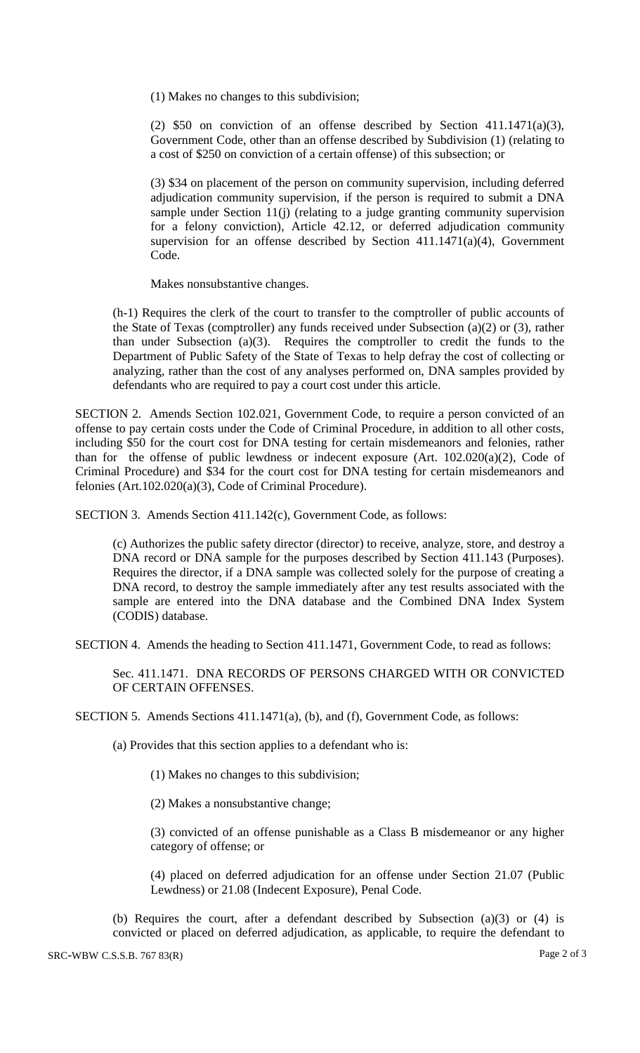(1) Makes no changes to this subdivision;

(2) $50 on conviction of an offense described by Section 411.1471(a)(3), Government Code, other than an offense described by Subdivision (1) (relating to a cost of $250 on conviction of a certain offense) of this subsection; or

(3) $34 on placement of the person on community supervision, including deferred adjudication community supervision, if the person is required to submit a DNA sample under Section 11(j) (relating to a judge granting community supervision for a felony conviction), Article 42.12, or deferred adjudication community supervision for an offense described by Section 411.1471(a)(4), Government Code.

Makes nonsubstantive changes.

(h-1) Requires the clerk of the court to transfer to the comptroller of public accounts of the State of Texas (comptroller) any funds received under Subsection (a)(2) or (3), rather than under Subsection (a)(3). Requires the comptroller to credit the funds to the Department of Public Safety of the State of Texas to help defray the cost of collecting or analyzing, rather than the cost of any analyses performed on, DNA samples provided by defendants who are required to pay a court cost under this article.

SECTION 2. Amends Section 102.021, Government Code, to require a person convicted of an offense to pay certain costs under the Code of Criminal Procedure, in addition to all other costs, including $50 for the court cost for DNA testing for certain misdemeanors and felonies, rather than for the offense of public lewdness or indecent exposure (Art. 102.020(a)(2), Code of Criminal Procedure) and $34 for the court cost for DNA testing for certain misdemeanors and felonies (Art.102.020(a)(3), Code of Criminal Procedure).

SECTION 3. Amends Section 411.142(c), Government Code, as follows:

(c) Authorizes the public safety director (director) to receive, analyze, store, and destroy a DNA record or DNA sample for the purposes described by Section 411.143 (Purposes). Requires the director, if a DNA sample was collected solely for the purpose of creating a DNA record, to destroy the sample immediately after any test results associated with the sample are entered into the DNA database and the Combined DNA Index System (CODIS) database.

SECTION 4. Amends the heading to Section 411.1471, Government Code, to read as follows:

Sec. 411.1471. DNA RECORDS OF PERSONS CHARGED WITH OR CONVICTED OF CERTAIN OFFENSES.

SECTION 5. Amends Sections 411.1471(a), (b), and (f), Government Code, as follows:

(a) Provides that this section applies to a defendant who is:

(1) Makes no changes to this subdivision;

(2) Makes a nonsubstantive change;

(3) convicted of an offense punishable as a Class B misdemeanor or any higher category of offense; or

(4) placed on deferred adjudication for an offense under Section 21.07 (Public Lewdness) or 21.08 (Indecent Exposure), Penal Code.

(b) Requires the court, after a defendant described by Subsection (a)(3) or (4) is convicted or placed on deferred adjudication, as applicable, to require the defendant to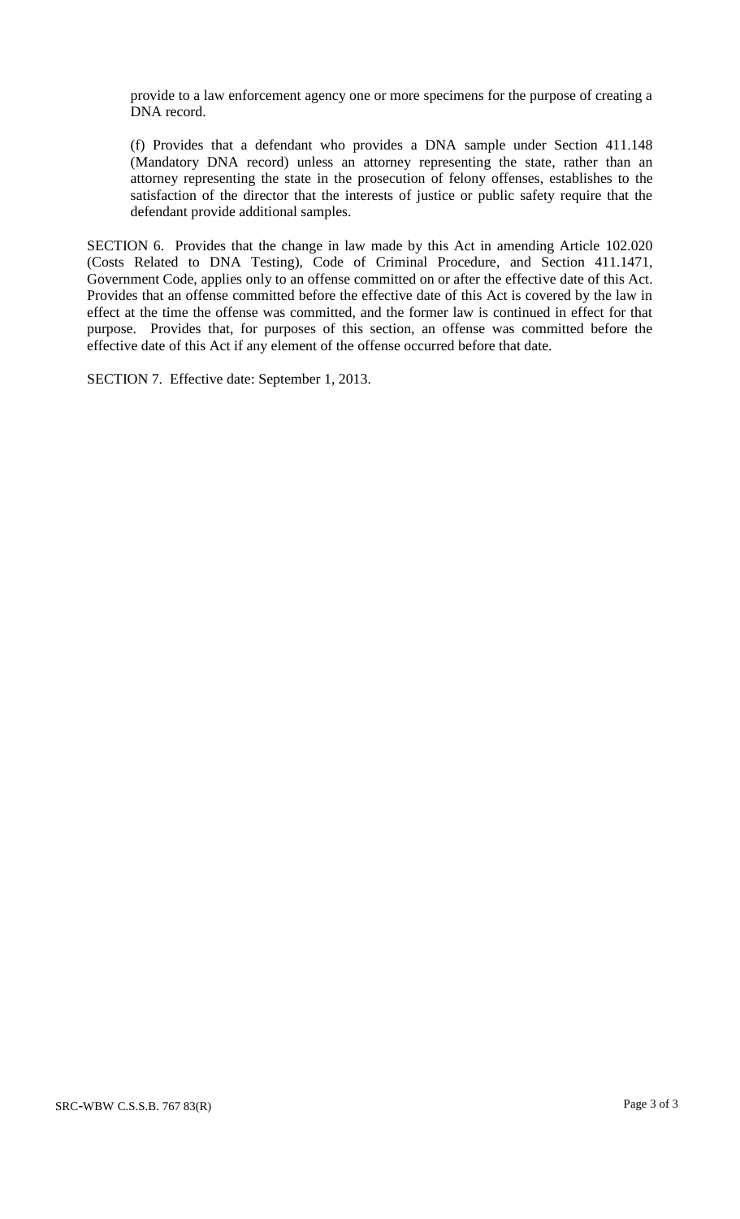provide to a law enforcement agency one or more specimens for the purpose of creating a DNA record.

(f) Provides that a defendant who provides a DNA sample under Section 411.148 (Mandatory DNA record) unless an attorney representing the state, rather than an attorney representing the state in the prosecution of felony offenses, establishes to the satisfaction of the director that the interests of justice or public safety require that the defendant provide additional samples.

SECTION 6. Provides that the change in law made by this Act in amending Article 102.020 (Costs Related to DNA Testing), Code of Criminal Procedure, and Section 411.1471, Government Code, applies only to an offense committed on or after the effective date of this Act. Provides that an offense committed before the effective date of this Act is covered by the law in effect at the time the offense was committed, and the former law is continued in effect for that purpose. Provides that, for purposes of this section, an offense was committed before the effective date of this Act if any element of the offense occurred before that date.

SECTION 7. Effective date: September 1, 2013.